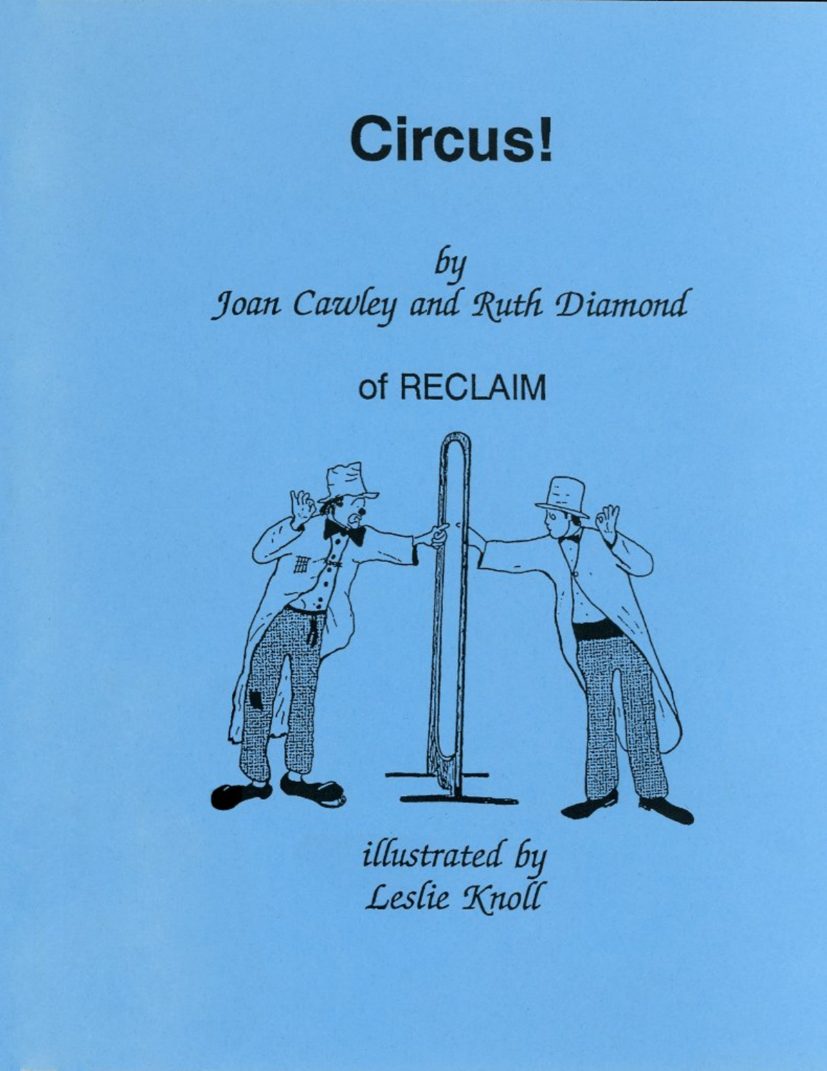# Circus!

*by*
*Joan Cawley and Ruth Diamond*

of RECLAIM

*illustrated by*
*Leslie Knoll*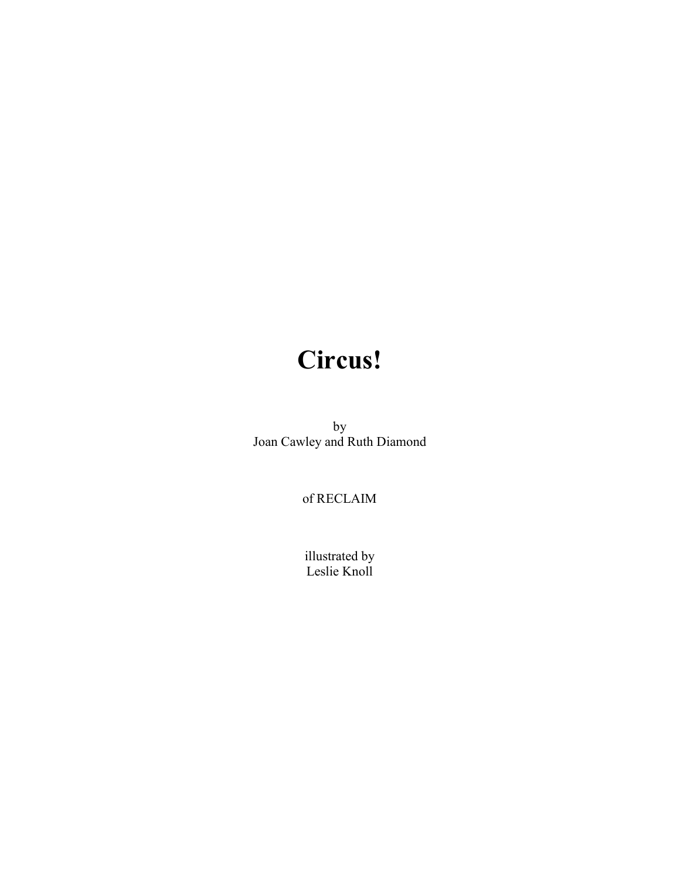# Circus!

by
Joan Cawley and Ruth Diamond

of RECLAIM

illustrated by
Leslie Knoll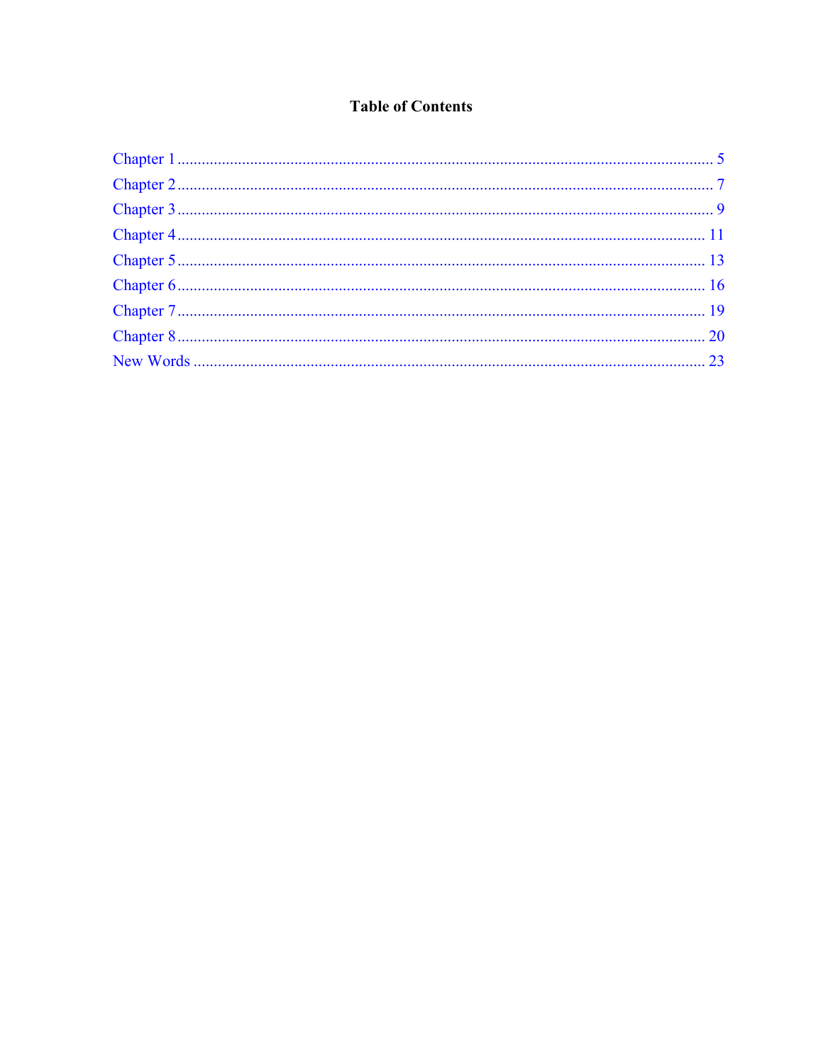**Table of Contents**

Chapter 1 ........................................................................................................ 5
Chapter 2 ........................................................................................................ 7
Chapter 3 ........................................................................................................ 9
Chapter 4 ........................................................................................................ 11
Chapter 5 ........................................................................................................ 13
Chapter 6 ........................................................................................................ 16
Chapter 7 ........................................................................................................ 19
Chapter 8 ........................................................................................................ 20
New Words ...................................................................................................... 23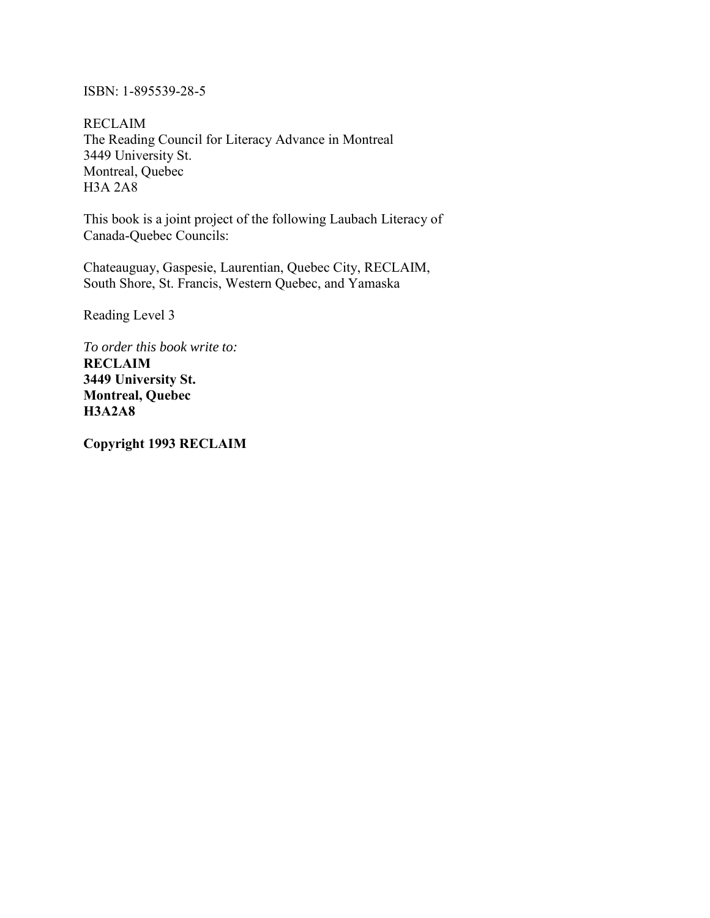ISBN: 1-895539-28-5

RECLAIM
The Reading Council for Literacy Advance in Montreal
3449 University St.
Montreal, Quebec
H3A 2A8

This book is a joint project of the following Laubach Literacy of Canada-Quebec Councils:

Chateauguay, Gaspesie, Laurentian, Quebec City, RECLAIM, South Shore, St. Francis, Western Quebec, and Yamaska

Reading Level 3

*To order this book write to:*
**RECLAIM**
**3449 University St.**
**Montreal, Quebec**
**H3A2A8**

**Copyright 1993 RECLAIM**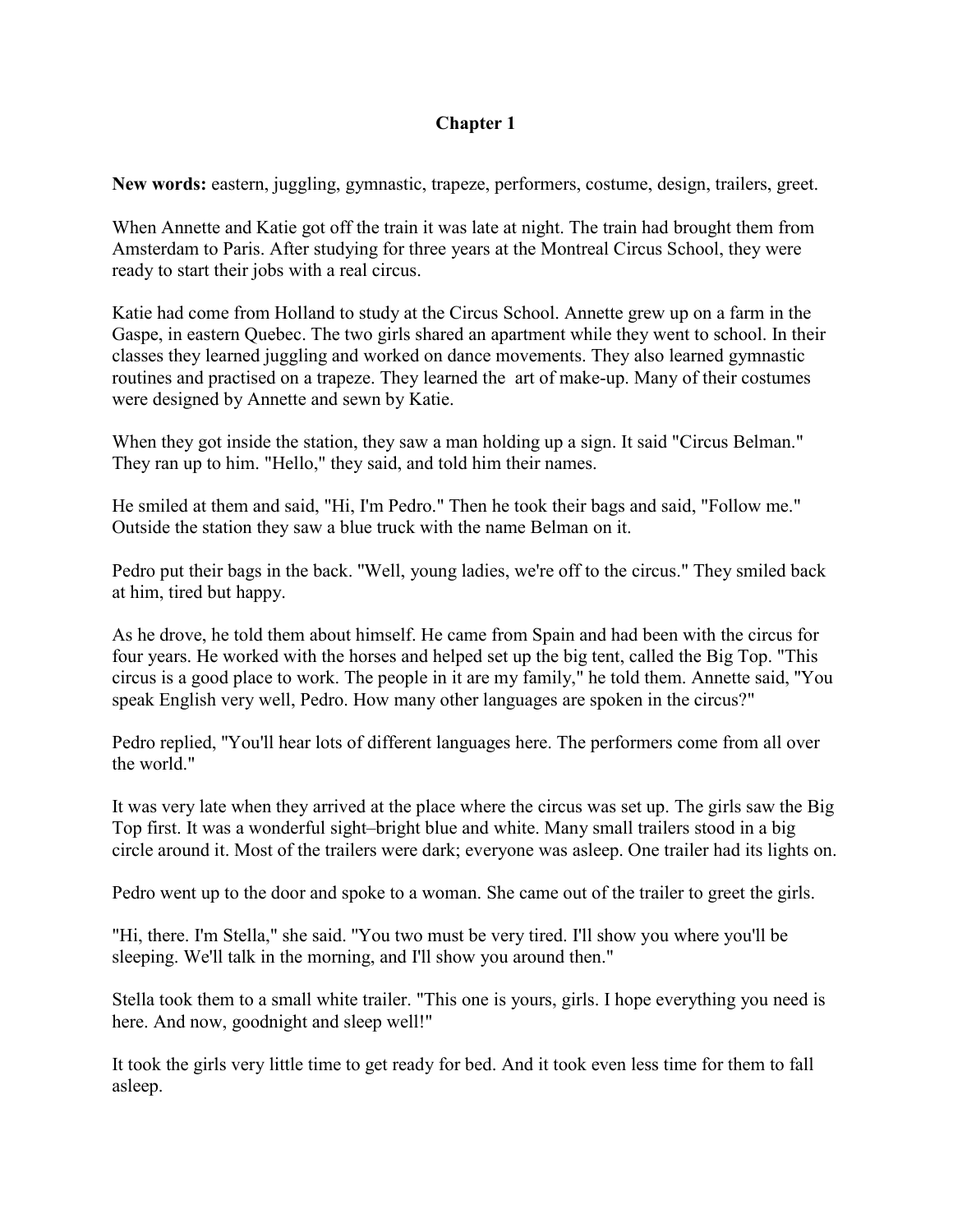# Chapter 1

**New words:** eastern, juggling, gymnastic, trapeze, performers, costume, design, trailers, greet.

When Annette and Katie got off the train it was late at night. The train had brought them from Amsterdam to Paris. After studying for three years at the Montreal Circus School, they were ready to start their jobs with a real circus.

Katie had come from Holland to study at the Circus School. Annette grew up on a farm in the Gaspe, in eastern Quebec. The two girls shared an apartment while they went to school. In their classes they learned juggling and worked on dance movements. They also learned gymnastic routines and practised on a trapeze. They learned the art of make-up. Many of their costumes were designed by Annette and sewn by Katie.

When they got inside the station, they saw a man holding up a sign. It said "Circus Belman." They ran up to him. "Hello," they said, and told him their names.

He smiled at them and said, "Hi, I'm Pedro." Then he took their bags and said, "Follow me." Outside the station they saw a blue truck with the name Belman on it.

Pedro put their bags in the back. "Well, young ladies, we're off to the circus." They smiled back at him, tired but happy.

As he drove, he told them about himself. He came from Spain and had been with the circus for four years. He worked with the horses and helped set up the big tent, called the Big Top. "This circus is a good place to work. The people in it are my family," he told them. Annette said, "You speak English very well, Pedro. How many other languages are spoken in the circus?"

Pedro replied, "You'll hear lots of different languages here. The performers come from all over the world."

It was very late when they arrived at the place where the circus was set up. The girls saw the Big Top first. It was a wonderful sight–bright blue and white. Many small trailers stood in a big circle around it. Most of the trailers were dark; everyone was asleep. One trailer had its lights on.

Pedro went up to the door and spoke to a woman. She came out of the trailer to greet the girls.

"Hi, there. I'm Stella," she said. "You two must be very tired. I'll show you where you'll be sleeping. We'll talk in the morning, and I'll show you around then."

Stella took them to a small white trailer. "This one is yours, girls. I hope everything you need is here. And now, goodnight and sleep well!"

It took the girls very little time to get ready for bed. And it took even less time for them to fall asleep.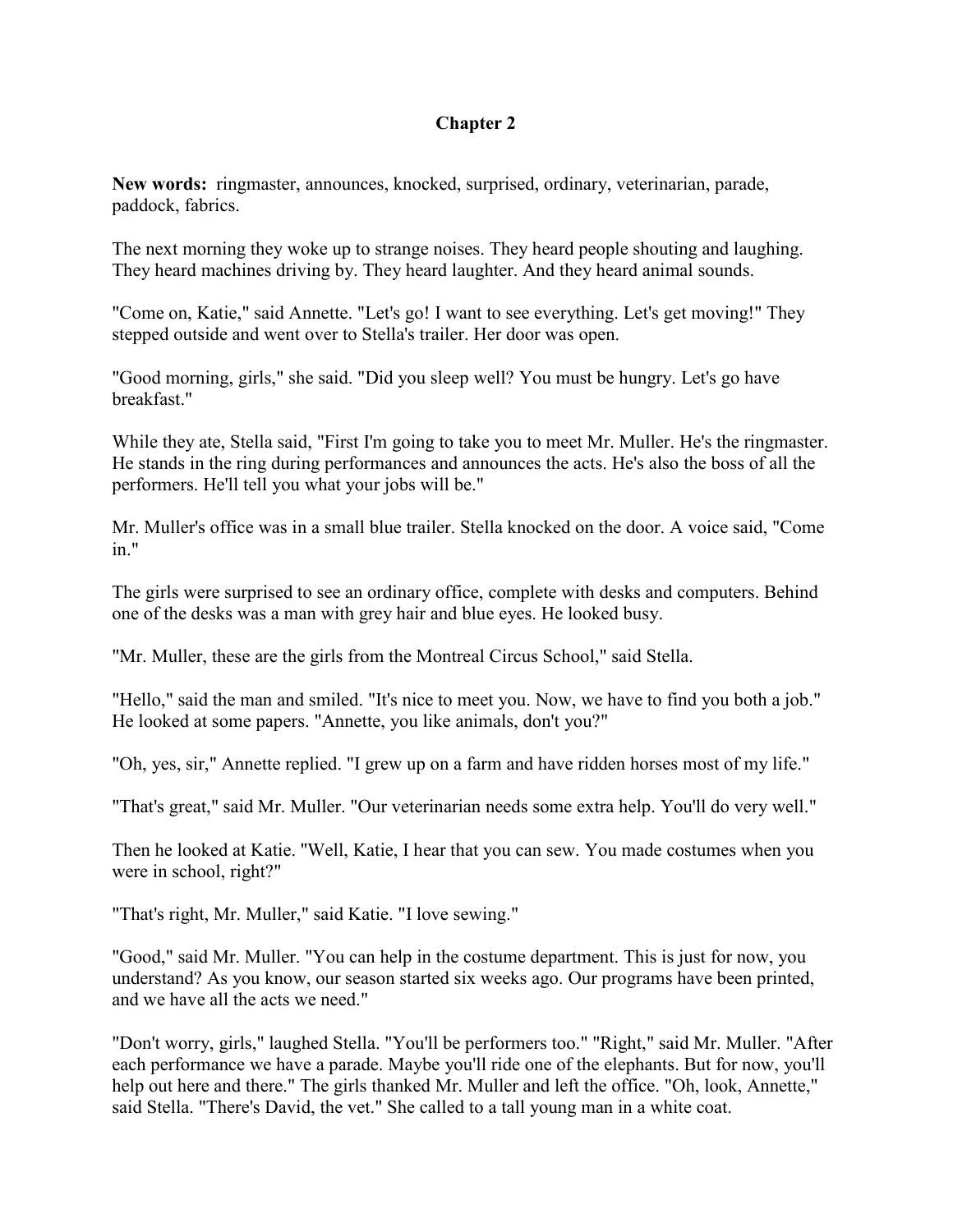## Chapter 2

**New words:** ringmaster, announces, knocked, surprised, ordinary, veterinarian, parade, paddock, fabrics.

The next morning they woke up to strange noises. They heard people shouting and laughing. They heard machines driving by. They heard laughter. And they heard animal sounds.

"Come on, Katie," said Annette. "Let's go! I want to see everything. Let's get moving!" They stepped outside and went over to Stella's trailer. Her door was open.

"Good morning, girls," she said. "Did you sleep well? You must be hungry. Let's go have breakfast."

While they ate, Stella said, "First I'm going to take you to meet Mr. Muller. He's the ringmaster. He stands in the ring during performances and announces the acts. He's also the boss of all the performers. He'll tell you what your jobs will be."

Mr. Muller's office was in a small blue trailer. Stella knocked on the door. A voice said, "Come in."

The girls were surprised to see an ordinary office, complete with desks and computers. Behind one of the desks was a man with grey hair and blue eyes. He looked busy.

"Mr. Muller, these are the girls from the Montreal Circus School," said Stella.

"Hello," said the man and smiled. "It's nice to meet you. Now, we have to find you both a job." He looked at some papers. "Annette, you like animals, don't you?"

"Oh, yes, sir," Annette replied. "I grew up on a farm and have ridden horses most of my life."

"That's great," said Mr. Muller. "Our veterinarian needs some extra help. You'll do very well."

Then he looked at Katie. "Well, Katie, I hear that you can sew. You made costumes when you were in school, right?"

"That's right, Mr. Muller," said Katie. "I love sewing."

"Good," said Mr. Muller. "You can help in the costume department. This is just for now, you understand? As you know, our season started six weeks ago. Our programs have been printed, and we have all the acts we need."

"Don't worry, girls," laughed Stella. "You'll be performers too." "Right," said Mr. Muller. "After each performance we have a parade. Maybe you'll ride one of the elephants. But for now, you'll help out here and there." The girls thanked Mr. Muller and left the office. "Oh, look, Annette," said Stella. "There's David, the vet." She called to a tall young man in a white coat.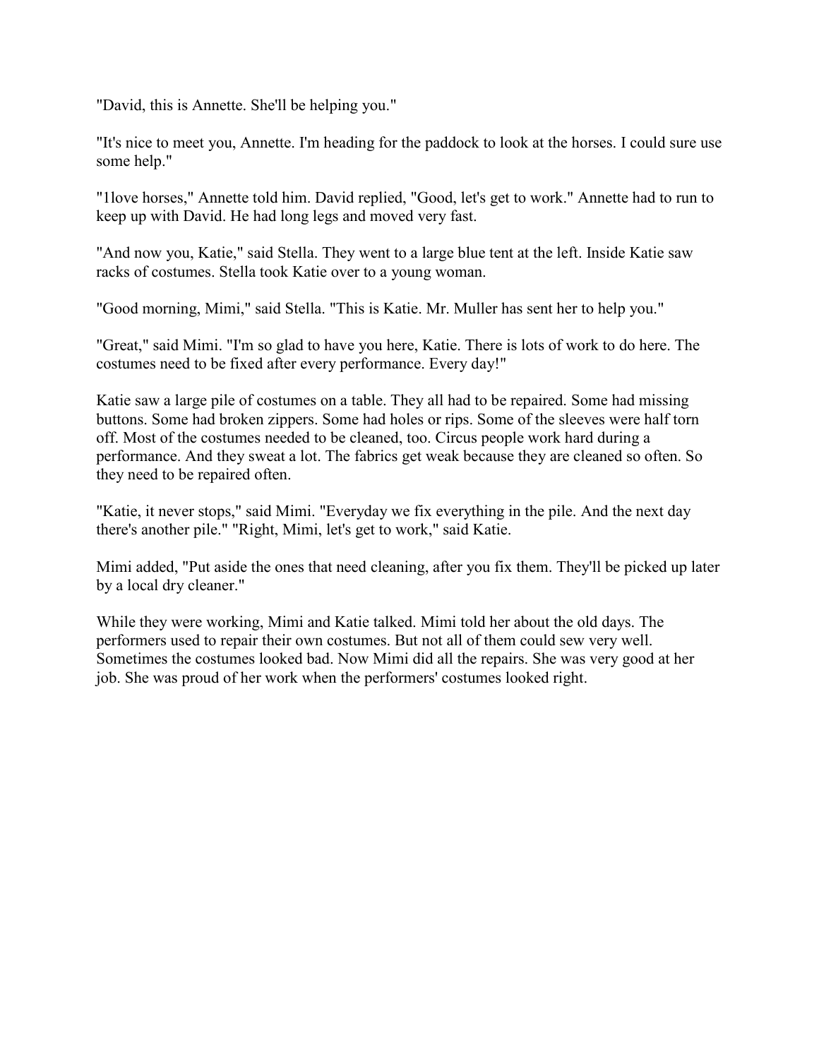"David, this is Annette. She'll be helping you."

"It's nice to meet you, Annette. I'm heading for the paddock to look at the horses. I could sure use some help."

"1love horses," Annette told him. David replied, "Good, let's get to work." Annette had to run to keep up with David. He had long legs and moved very fast.

"And now you, Katie," said Stella. They went to a large blue tent at the left. Inside Katie saw racks of costumes. Stella took Katie over to a young woman.

"Good morning, Mimi," said Stella. "This is Katie. Mr. Muller has sent her to help you."

"Great," said Mimi. "I'm so glad to have you here, Katie. There is lots of work to do here. The costumes need to be fixed after every performance. Every day!"

Katie saw a large pile of costumes on a table. They all had to be repaired. Some had missing buttons. Some had broken zippers. Some had holes or rips. Some of the sleeves were half torn off. Most of the costumes needed to be cleaned, too. Circus people work hard during a performance. And they sweat a lot. The fabrics get weak because they are cleaned so often. So they need to be repaired often.

"Katie, it never stops," said Mimi. "Everyday we fix everything in the pile. And the next day there's another pile." "Right, Mimi, let's get to work," said Katie.

Mimi added, "Put aside the ones that need cleaning, after you fix them. They'll be picked up later by a local dry cleaner."

While they were working, Mimi and Katie talked. Mimi told her about the old days. The performers used to repair their own costumes. But not all of them could sew very well. Sometimes the costumes looked bad. Now Mimi did all the repairs. She was very good at her job. She was proud of her work when the performers' costumes looked right.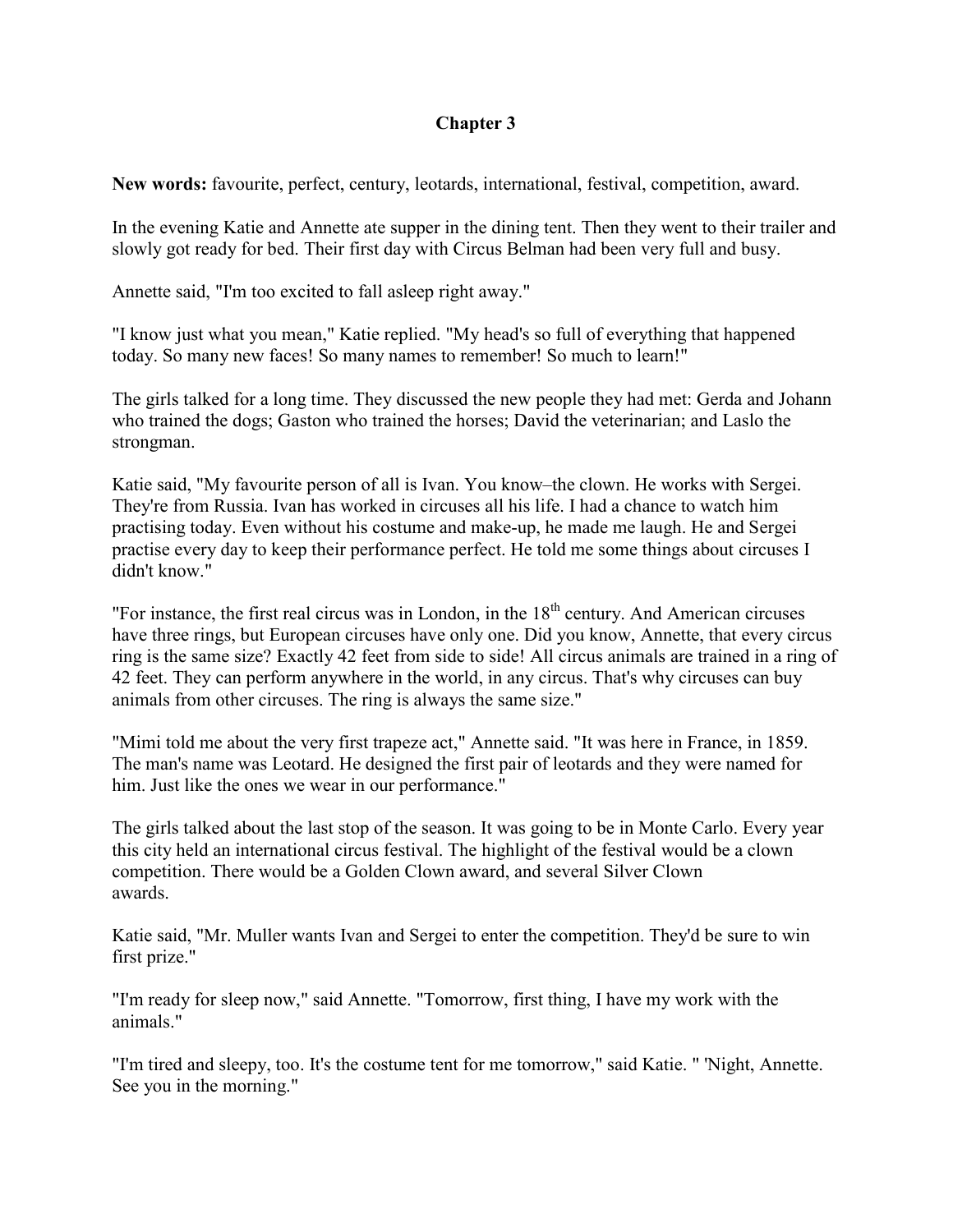# Chapter 3

**New words:** favourite, perfect, century, leotards, international, festival, competition, award.

In the evening Katie and Annette ate supper in the dining tent. Then they went to their trailer and slowly got ready for bed. Their first day with Circus Belman had been very full and busy.

Annette said, "I'm too excited to fall asleep right away."

"I know just what you mean," Katie replied. "My head's so full of everything that happened today. So many new faces! So many names to remember! So much to learn!"

The girls talked for a long time. They discussed the new people they had met: Gerda and Johann who trained the dogs; Gaston who trained the horses; David the veterinarian; and Laslo the strongman.

Katie said, "My favourite person of all is Ivan. You know–the clown. He works with Sergei. They're from Russia. Ivan has worked in circuses all his life. I had a chance to watch him practising today. Even without his costume and make-up, he made me laugh. He and Sergei practise every day to keep their performance perfect. He told me some things about circuses I didn't know."

"For instance, the first real circus was in London, in the 18th century. And American circuses have three rings, but European circuses have only one. Did you know, Annette, that every circus ring is the same size? Exactly 42 feet from side to side! All circus animals are trained in a ring of 42 feet. They can perform anywhere in the world, in any circus. That's why circuses can buy animals from other circuses. The ring is always the same size."

"Mimi told me about the very first trapeze act," Annette said. "It was here in France, in 1859. The man's name was Leotard. He designed the first pair of leotards and they were named for him. Just like the ones we wear in our performance."

The girls talked about the last stop of the season. It was going to be in Monte Carlo. Every year this city held an international circus festival. The highlight of the festival would be a clown competition. There would be a Golden Clown award, and several Silver Clown awards.

Katie said, "Mr. Muller wants Ivan and Sergei to enter the competition. They'd be sure to win first prize."

"I'm ready for sleep now," said Annette. "Tomorrow, first thing, I have my work with the animals."

"I'm tired and sleepy, too. It's the costume tent for me tomorrow," said Katie. " 'Night, Annette. See you in the morning."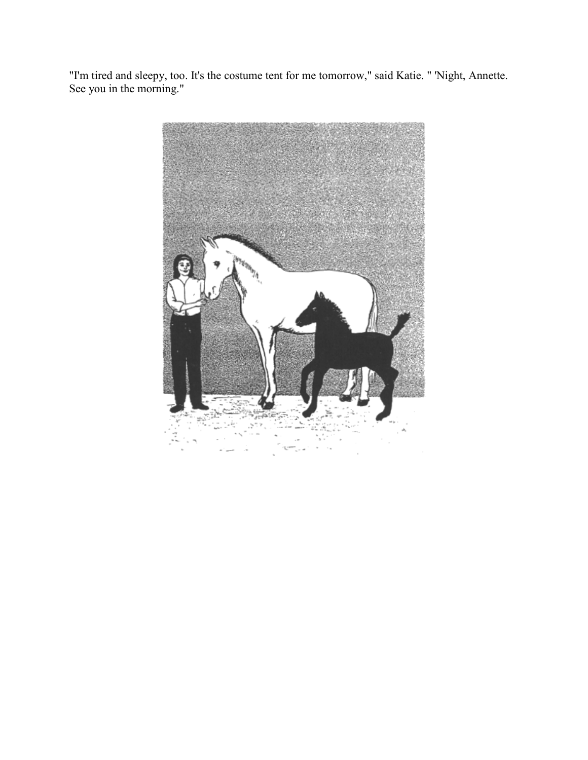"I'm tired and sleepy, too. It's the costume tent for me tomorrow," said Katie. " 'Night, Annette. See you in the morning."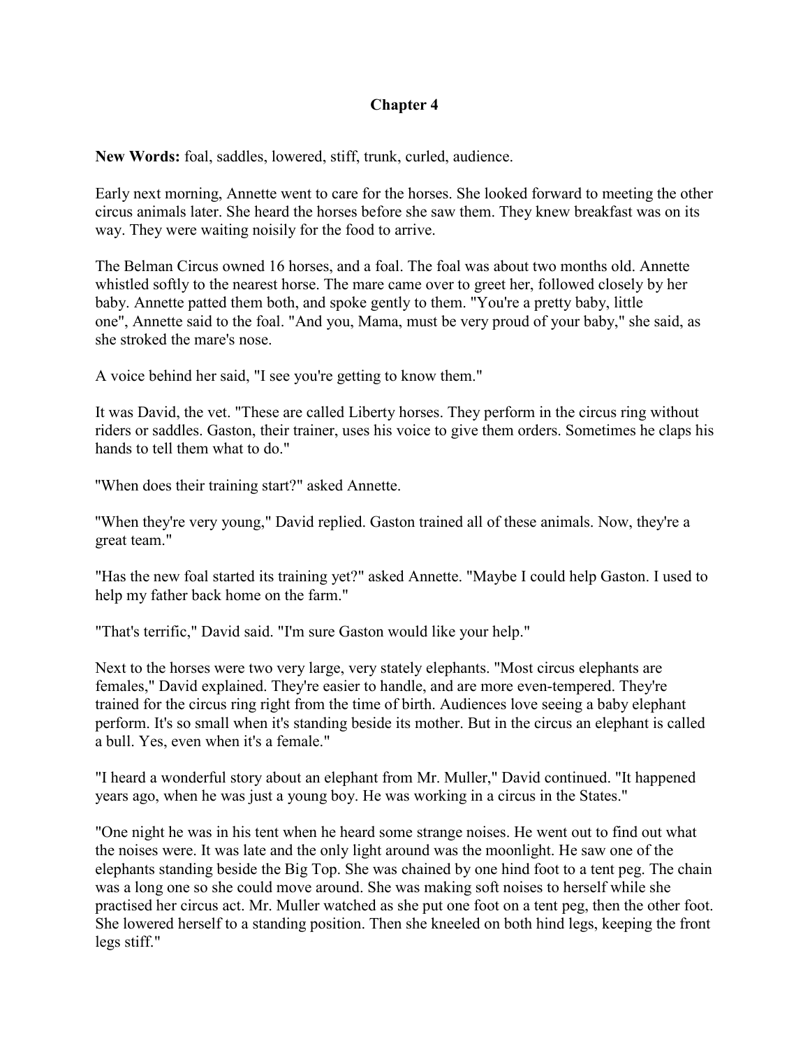# Chapter 4

**New Words:** foal, saddles, lowered, stiff, trunk, curled, audience.

Early next morning, Annette went to care for the horses. She looked forward to meeting the other circus animals later. She heard the horses before she saw them. They knew breakfast was on its way. They were waiting noisily for the food to arrive.

The Belman Circus owned 16 horses, and a foal. The foal was about two months old. Annette whistled softly to the nearest horse. The mare came over to greet her, followed closely by her baby. Annette patted them both, and spoke gently to them. "You're a pretty baby, little one", Annette said to the foal. "And you, Mama, must be very proud of your baby," she said, as she stroked the mare's nose.

A voice behind her said, "I see you're getting to know them."

It was David, the vet. "These are called Liberty horses. They perform in the circus ring without riders or saddles. Gaston, their trainer, uses his voice to give them orders. Sometimes he claps his hands to tell them what to do."

"When does their training start?" asked Annette.

"When they're very young," David replied. Gaston trained all of these animals. Now, they're a great team."

"Has the new foal started its training yet?" asked Annette. "Maybe I could help Gaston. I used to help my father back home on the farm."

"That's terrific," David said. "I'm sure Gaston would like your help."

Next to the horses were two very large, very stately elephants. "Most circus elephants are females," David explained. They're easier to handle, and are more even-tempered. They're trained for the circus ring right from the time of birth. Audiences love seeing a baby elephant perform. It's so small when it's standing beside its mother. But in the circus an elephant is called a bull. Yes, even when it's a female."

"I heard a wonderful story about an elephant from Mr. Muller," David continued. "It happened years ago, when he was just a young boy. He was working in a circus in the States."

"One night he was in his tent when he heard some strange noises. He went out to find out what the noises were. It was late and the only light around was the moonlight. He saw one of the elephants standing beside the Big Top. She was chained by one hind foot to a tent peg. The chain was a long one so she could move around. She was making soft noises to herself while she practised her circus act. Mr. Muller watched as she put one foot on a tent peg, then the other foot. She lowered herself to a standing position. Then she kneeled on both hind legs, keeping the front legs stiff."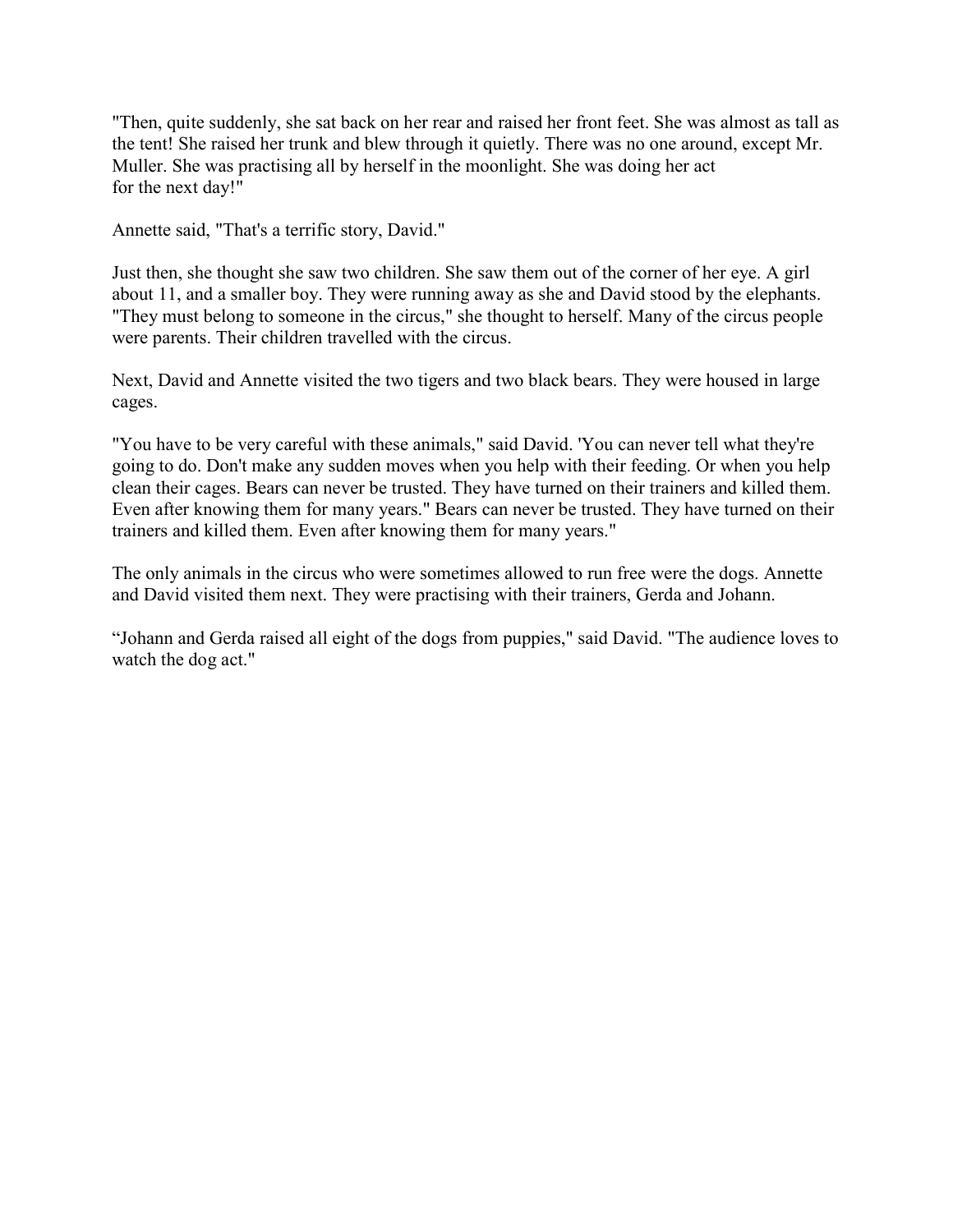"Then, quite suddenly, she sat back on her rear and raised her front feet. She was almost as tall as the tent! She raised her trunk and blew through it quietly. There was no one around, except Mr. Muller. She was practising all by herself in the moonlight. She was doing her act for the next day!"

Annette said, "That's a terrific story, David."

Just then, she thought she saw two children. She saw them out of the corner of her eye. A girl about 11, and a smaller boy. They were running away as she and David stood by the elephants. "They must belong to someone in the circus," she thought to herself. Many of the circus people were parents. Their children travelled with the circus.

Next, David and Annette visited the two tigers and two black bears. They were housed in large cages.

"You have to be very careful with these animals," said David. 'You can never tell what they're going to do. Don't make any sudden moves when you help with their feeding. Or when you help clean their cages. Bears can never be trusted. They have turned on their trainers and killed them. Even after knowing them for many years." Bears can never be trusted. They have turned on their trainers and killed them. Even after knowing them for many years."

The only animals in the circus who were sometimes allowed to run free were the dogs. Annette and David visited them next. They were practising with their trainers, Gerda and Johann.

“Johann and Gerda raised all eight of the dogs from puppies," said David. "The audience loves to watch the dog act."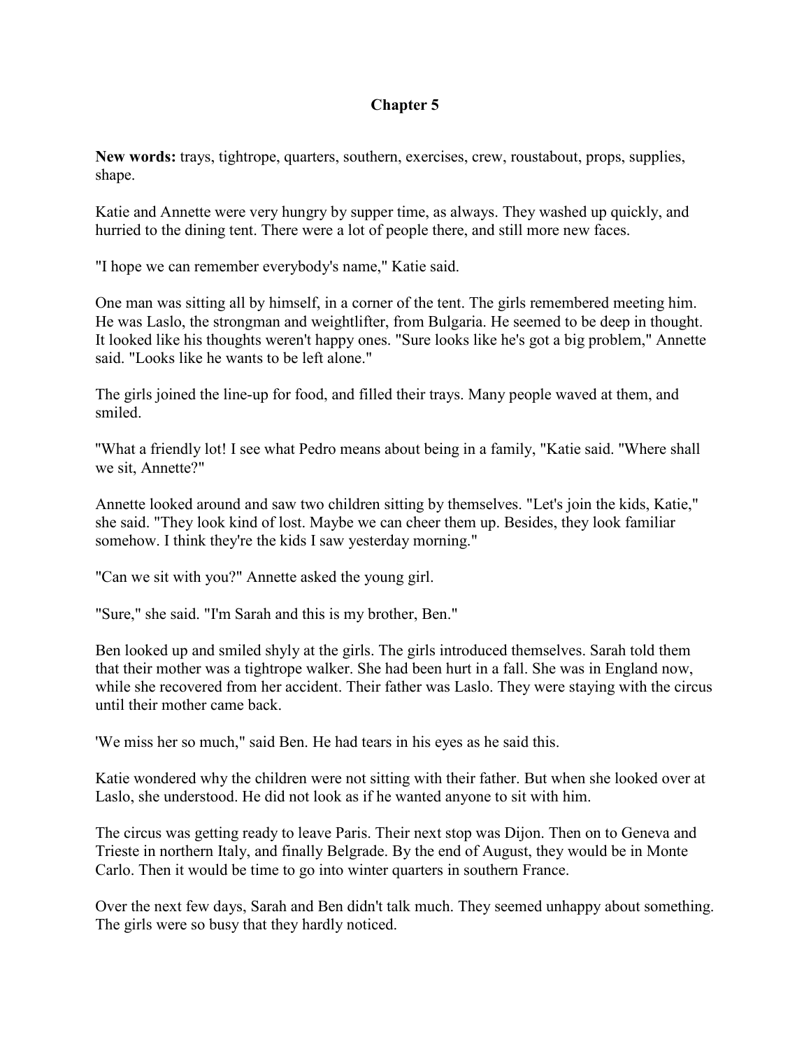# Chapter 5

**New words:** trays, tightrope, quarters, southern, exercises, crew, roustabout, props, supplies, shape.

Katie and Annette were very hungry by supper time, as always. They washed up quickly, and hurried to the dining tent. There were a lot of people there, and still more new faces.

"I hope we can remember everybody's name," Katie said.

One man was sitting all by himself, in a corner of the tent. The girls remembered meeting him. He was Laslo, the strongman and weightlifter, from Bulgaria. He seemed to be deep in thought. It looked like his thoughts weren't happy ones. "Sure looks like he's got a big problem," Annette said. "Looks like he wants to be left alone."

The girls joined the line-up for food, and filled their trays. Many people waved at them, and smiled.

"What a friendly lot! I see what Pedro means about being in a family, "Katie said. "Where shall we sit, Annette?"

Annette looked around and saw two children sitting by themselves. "Let's join the kids, Katie," she said. "They look kind of lost. Maybe we can cheer them up. Besides, they look familiar somehow. I think they're the kids I saw yesterday morning."

"Can we sit with you?" Annette asked the young girl.

"Sure," she said. "I'm Sarah and this is my brother, Ben."

Ben looked up and smiled shyly at the girls. The girls introduced themselves. Sarah told them that their mother was a tightrope walker. She had been hurt in a fall. She was in England now, while she recovered from her accident. Their father was Laslo. They were staying with the circus until their mother came back.

'We miss her so much," said Ben. He had tears in his eyes as he said this.

Katie wondered why the children were not sitting with their father. But when she looked over at Laslo, she understood. He did not look as if he wanted anyone to sit with him.

The circus was getting ready to leave Paris. Their next stop was Dijon. Then on to Geneva and Trieste in northern Italy, and finally Belgrade. By the end of August, they would be in Monte Carlo. Then it would be time to go into winter quarters in southern France.

Over the next few days, Sarah and Ben didn't talk much. They seemed unhappy about something. The girls were so busy that they hardly noticed.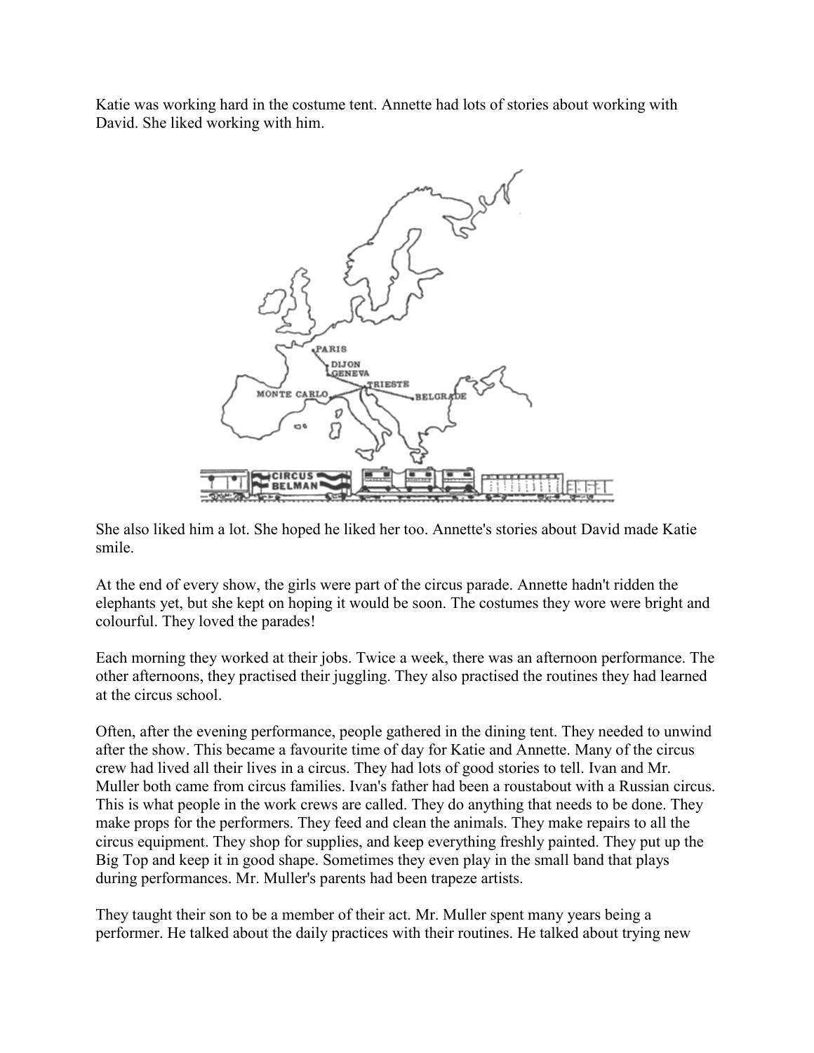Katie was working hard in the costume tent. Annette had lots of stories about working with David. She liked working with him.

She also liked him a lot. She hoped he liked her too. Annette's stories about David made Katie smile.

At the end of every show, the girls were part of the circus parade. Annette hadn't ridden the elephants yet, but she kept on hoping it would be soon. The costumes they wore were bright and colourful. They loved the parades!

Each morning they worked at their jobs. Twice a week, there was an afternoon performance. The other afternoons, they practised their juggling. They also practised the routines they had learned at the circus school.

Often, after the evening performance, people gathered in the dining tent. They needed to unwind after the show. This became a favourite time of day for Katie and Annette. Many of the circus crew had lived all their lives in a circus. They had lots of good stories to tell. Ivan and Mr. Muller both came from circus families. Ivan's father had been a roustabout with a Russian circus. This is what people in the work crews are called. They do anything that needs to be done. They make props for the performers. They feed and clean the animals. They make repairs to all the circus equipment. They shop for supplies, and keep everything freshly painted. They put up the Big Top and keep it in good shape. Sometimes they even play in the small band that plays during performances. Mr. Muller's parents had been trapeze artists.

They taught their son to be a member of their act. Mr. Muller spent many years being a performer. He talked about the daily practices with their routines. He talked about trying new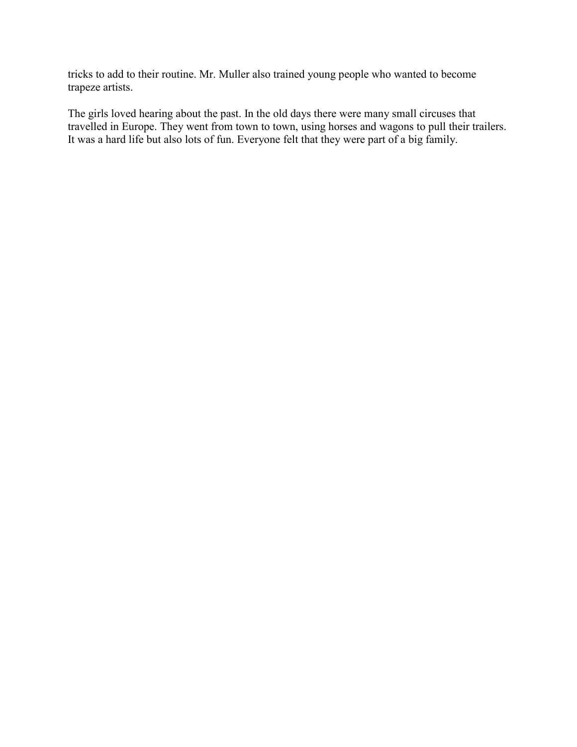tricks to add to their routine. Mr. Muller also trained young people who wanted to become trapeze artists.

The girls loved hearing about the past. In the old days there were many small circuses that travelled in Europe. They went from town to town, using horses and wagons to pull their trailers. It was a hard life but also lots of fun. Everyone felt that they were part of a big family.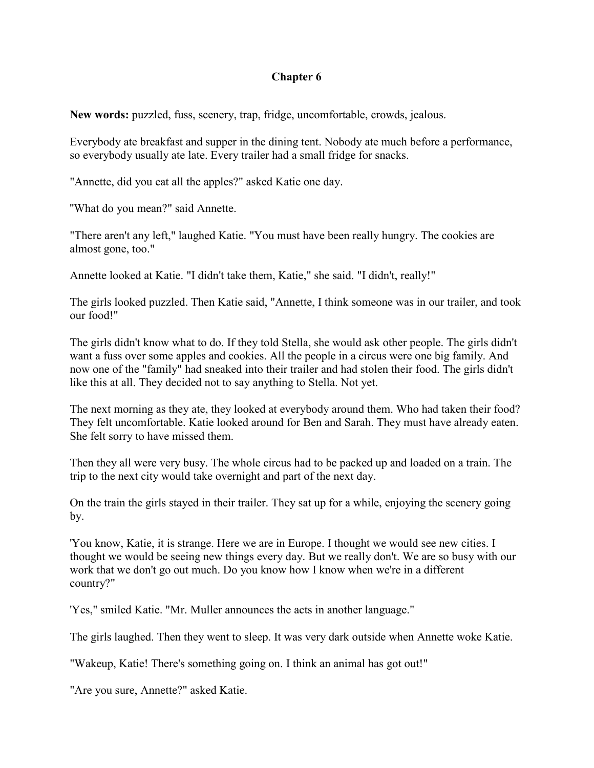# Chapter 6

**New words:** puzzled, fuss, scenery, trap, fridge, uncomfortable, crowds, jealous.

Everybody ate breakfast and supper in the dining tent. Nobody ate much before a performance, so everybody usually ate late. Every trailer had a small fridge for snacks.

"Annette, did you eat all the apples?" asked Katie one day.

"What do you mean?" said Annette.

"There aren't any left," laughed Katie. "You must have been really hungry. The cookies are almost gone, too."

Annette looked at Katie. "I didn't take them, Katie," she said. "I didn't, really!"

The girls looked puzzled. Then Katie said, "Annette, I think someone was in our trailer, and took our food!"

The girls didn't know what to do. If they told Stella, she would ask other people. The girls didn't want a fuss over some apples and cookies. All the people in a circus were one big family. And now one of the "family" had sneaked into their trailer and had stolen their food. The girls didn't like this at all. They decided not to say anything to Stella. Not yet.

The next morning as they ate, they looked at everybody around them. Who had taken their food? They felt uncomfortable. Katie looked around for Ben and Sarah. They must have already eaten. She felt sorry to have missed them.

Then they all were very busy. The whole circus had to be packed up and loaded on a train. The trip to the next city would take overnight and part of the next day.

On the train the girls stayed in their trailer. They sat up for a while, enjoying the scenery going by.

'You know, Katie, it is strange. Here we are in Europe. I thought we would see new cities. I thought we would be seeing new things every day. But we really don't. We are so busy with our work that we don't go out much. Do you know how I know when we're in a different country?"

'Yes," smiled Katie. "Mr. Muller announces the acts in another language."

The girls laughed. Then they went to sleep. It was very dark outside when Annette woke Katie.

"Wakeup, Katie! There's something going on. I think an animal has got out!"

"Are you sure, Annette?" asked Katie.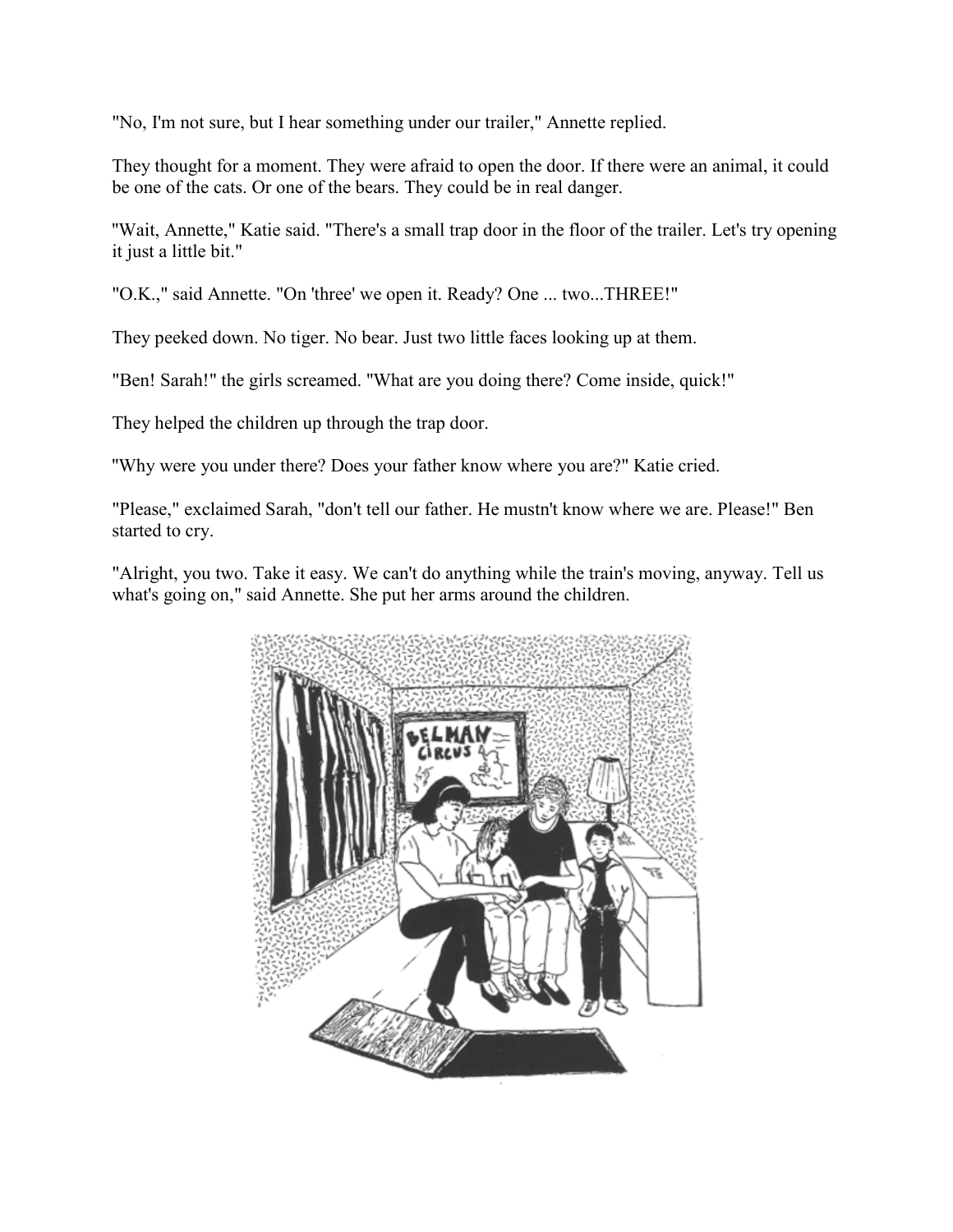"No, I'm not sure, but I hear something under our trailer," Annette replied.

They thought for a moment. They were afraid to open the door. If there were an animal, it could be one of the cats. Or one of the bears. They could be in real danger.

"Wait, Annette," Katie said. "There's a small trap door in the floor of the trailer. Let's try opening it just a little bit."

"O.K.," said Annette. "On 'three' we open it. Ready? One ... two...THREE!"

They peeked down. No tiger. No bear. Just two little faces looking up at them.

"Ben! Sarah!" the girls screamed. "What are you doing there? Come inside, quick!"

They helped the children up through the trap door.

"Why were you under there? Does your father know where you are?" Katie cried.

"Please," exclaimed Sarah, "don't tell our father. He mustn't know where we are. Please!" Ben started to cry.

"Alright, you two. Take it easy. We can't do anything while the train's moving, anyway. Tell us what's going on," said Annette. She put her arms around the children.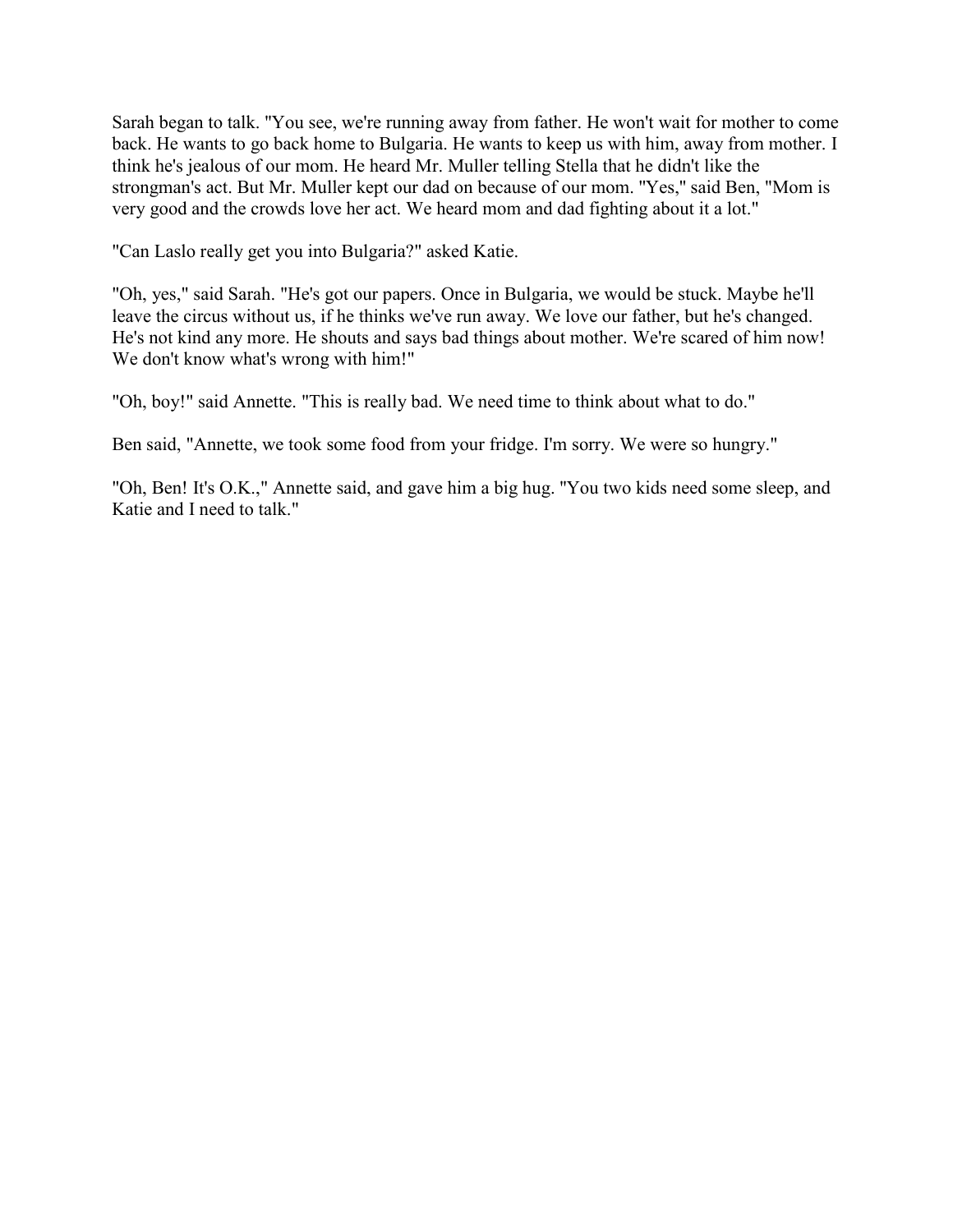Sarah began to talk. "You see, we're running away from father. He won't wait for mother to come back. He wants to go back home to Bulgaria. He wants to keep us with him, away from mother. I think he's jealous of our mom. He heard Mr. Muller telling Stella that he didn't like the strongman's act. But Mr. Muller kept our dad on because of our mom. "Yes," said Ben, "Mom is very good and the crowds love her act. We heard mom and dad fighting about it a lot."

"Can Laslo really get you into Bulgaria?" asked Katie.

"Oh, yes," said Sarah. "He's got our papers. Once in Bulgaria, we would be stuck. Maybe he'll leave the circus without us, if he thinks we've run away. We love our father, but he's changed. He's not kind any more. He shouts and says bad things about mother. We're scared of him now! We don't know what's wrong with him!"

"Oh, boy!" said Annette. "This is really bad. We need time to think about what to do."

Ben said, "Annette, we took some food from your fridge. I'm sorry. We were so hungry."

"Oh, Ben! It's O.K.," Annette said, and gave him a big hug. "You two kids need some sleep, and Katie and I need to talk."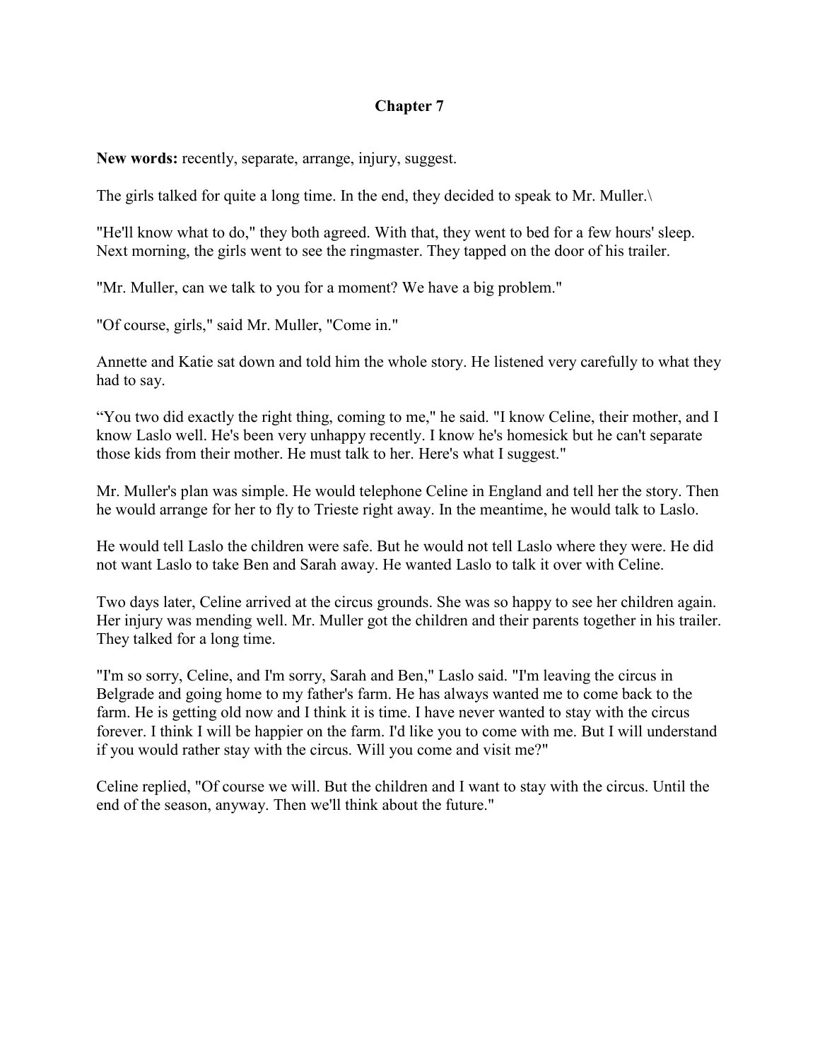# Chapter 7

**New words:** recently, separate, arrange, injury, suggest.

The girls talked for quite a long time. In the end, they decided to speak to Mr. Muller.\

"He'll know what to do," they both agreed. With that, they went to bed for a few hours' sleep. Next morning, the girls went to see the ringmaster. They tapped on the door of his trailer.

"Mr. Muller, can we talk to you for a moment? We have a big problem."

"Of course, girls," said Mr. Muller, "Come in."

Annette and Katie sat down and told him the whole story. He listened very carefully to what they had to say.

"You two did exactly the right thing, coming to me," he said. "I know Celine, their mother, and I know Laslo well. He's been very unhappy recently. I know he's homesick but he can't separate those kids from their mother. He must talk to her. Here's what I suggest."

Mr. Muller's plan was simple. He would telephone Celine in England and tell her the story. Then he would arrange for her to fly to Trieste right away. In the meantime, he would talk to Laslo.

He would tell Laslo the children were safe. But he would not tell Laslo where they were. He did not want Laslo to take Ben and Sarah away. He wanted Laslo to talk it over with Celine.

Two days later, Celine arrived at the circus grounds. She was so happy to see her children again. Her injury was mending well. Mr. Muller got the children and their parents together in his trailer. They talked for a long time.

"I'm so sorry, Celine, and I'm sorry, Sarah and Ben," Laslo said. "I'm leaving the circus in Belgrade and going home to my father's farm. He has always wanted me to come back to the farm. He is getting old now and I think it is time. I have never wanted to stay with the circus forever. I think I will be happier on the farm. I'd like you to come with me. But I will understand if you would rather stay with the circus. Will you come and visit me?"

Celine replied, "Of course we will. But the children and I want to stay with the circus. Until the end of the season, anyway. Then we'll think about the future."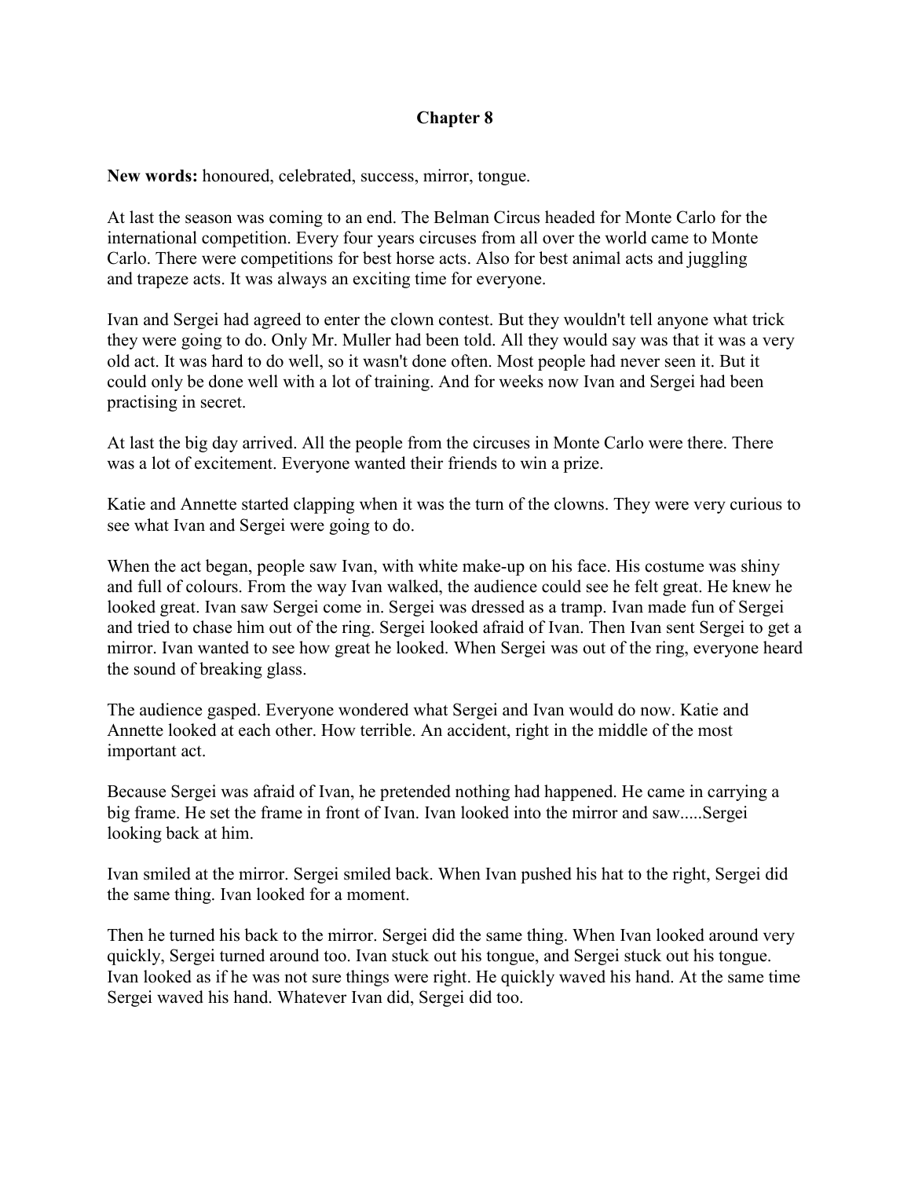# Chapter 8

**New words:** honoured, celebrated, success, mirror, tongue.

At last the season was coming to an end. The Belman Circus headed for Monte Carlo for the international competition. Every four years circuses from all over the world came to Monte Carlo. There were competitions for best horse acts. Also for best animal acts and juggling and trapeze acts. It was always an exciting time for everyone.

Ivan and Sergei had agreed to enter the clown contest. But they wouldn't tell anyone what trick they were going to do. Only Mr. Muller had been told. All they would say was that it was a very old act. It was hard to do well, so it wasn't done often. Most people had never seen it. But it could only be done well with a lot of training. And for weeks now Ivan and Sergei had been practising in secret.

At last the big day arrived. All the people from the circuses in Monte Carlo were there. There was a lot of excitement. Everyone wanted their friends to win a prize.

Katie and Annette started clapping when it was the turn of the clowns. They were very curious to see what Ivan and Sergei were going to do.

When the act began, people saw Ivan, with white make-up on his face. His costume was shiny and full of colours. From the way Ivan walked, the audience could see he felt great. He knew he looked great. Ivan saw Sergei come in. Sergei was dressed as a tramp. Ivan made fun of Sergei and tried to chase him out of the ring. Sergei looked afraid of Ivan. Then Ivan sent Sergei to get a mirror. Ivan wanted to see how great he looked. When Sergei was out of the ring, everyone heard the sound of breaking glass.

The audience gasped. Everyone wondered what Sergei and Ivan would do now. Katie and Annette looked at each other. How terrible. An accident, right in the middle of the most important act.

Because Sergei was afraid of Ivan, he pretended nothing had happened. He came in carrying a big frame. He set the frame in front of Ivan. Ivan looked into the mirror and saw.....Sergei looking back at him.

Ivan smiled at the mirror. Sergei smiled back. When Ivan pushed his hat to the right, Sergei did the same thing. Ivan looked for a moment.

Then he turned his back to the mirror. Sergei did the same thing. When Ivan looked around very quickly, Sergei turned around too. Ivan stuck out his tongue, and Sergei stuck out his tongue. Ivan looked as if he was not sure things were right. He quickly waved his hand. At the same time Sergei waved his hand. Whatever Ivan did, Sergei did too.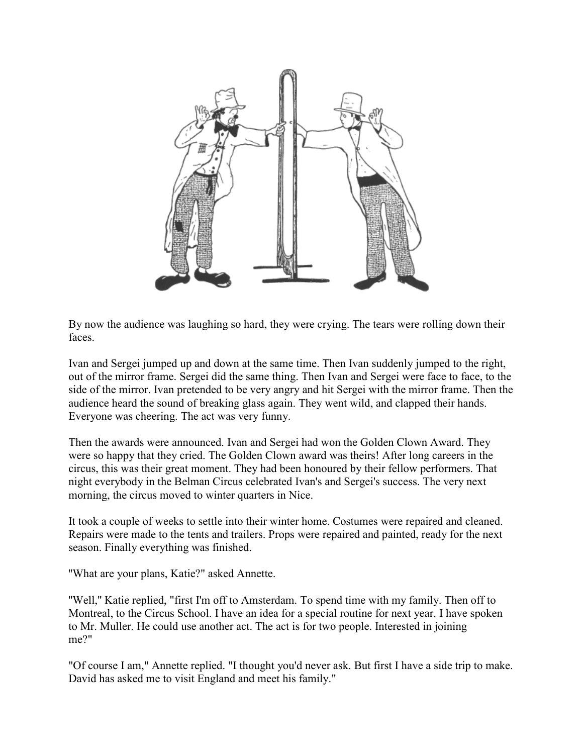By now the audience was laughing so hard, they were crying. The tears were rolling down their faces.

Ivan and Sergei jumped up and down at the same time. Then Ivan suddenly jumped to the right, out of the mirror frame. Sergei did the same thing. Then Ivan and Sergei were face to face, to the side of the mirror. Ivan pretended to be very angry and hit Sergei with the mirror frame. Then the audience heard the sound of breaking glass again. They went wild, and clapped their hands. Everyone was cheering. The act was very funny.

Then the awards were announced. Ivan and Sergei had won the Golden Clown Award. They were so happy that they cried. The Golden Clown award was theirs! After long careers in the circus, this was their great moment. They had been honoured by their fellow performers. That night everybody in the Belman Circus celebrated Ivan's and Sergei's success. The very next morning, the circus moved to winter quarters in Nice.

It took a couple of weeks to settle into their winter home. Costumes were repaired and cleaned. Repairs were made to the tents and trailers. Props were repaired and painted, ready for the next season. Finally everything was finished.

"What are your plans, Katie?" asked Annette.

"Well," Katie replied, "first I'm off to Amsterdam. To spend time with my family. Then off to Montreal, to the Circus School. I have an idea for a special routine for next year. I have spoken to Mr. Muller. He could use another act. The act is for two people. Interested in joining me?"

"Of course I am," Annette replied. "I thought you'd never ask. But first I have a side trip to make. David has asked me to visit England and meet his family."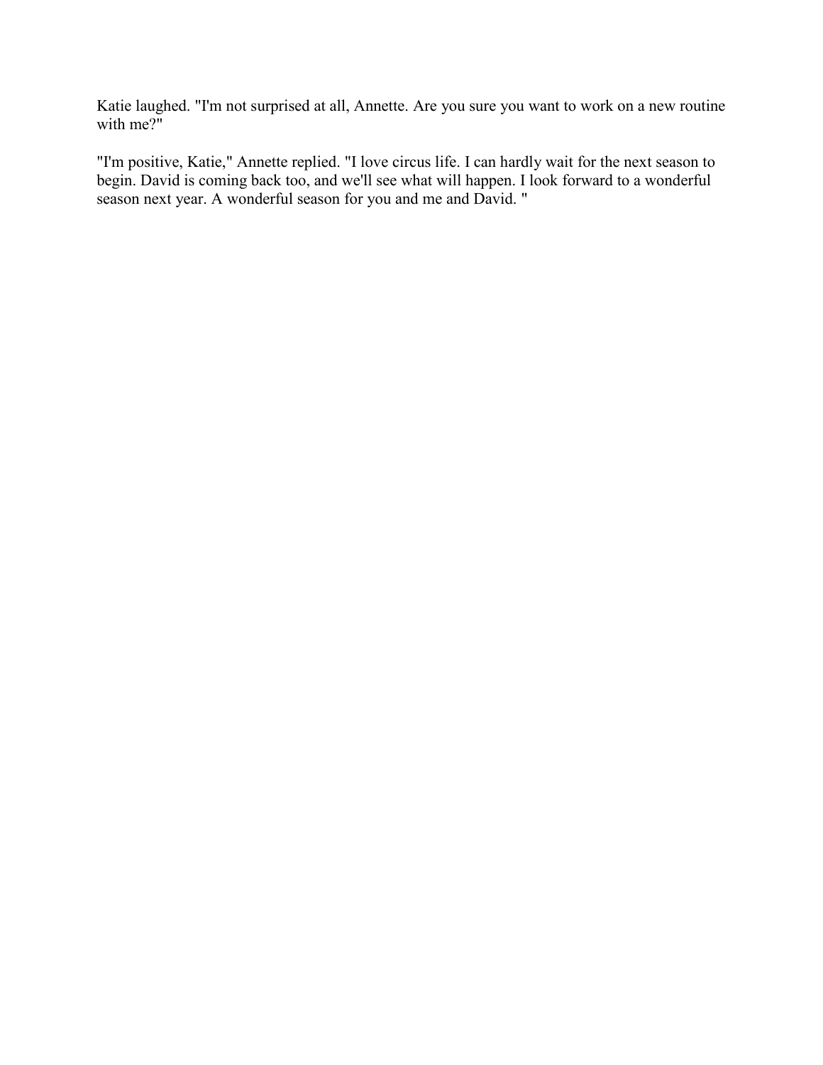Katie laughed. "I'm not surprised at all, Annette. Are you sure you want to work on a new routine with me?"

"I'm positive, Katie," Annette replied. "I love circus life. I can hardly wait for the next season to begin. David is coming back too, and we'll see what will happen. I look forward to a wonderful season next year. A wonderful season for you and me and David. "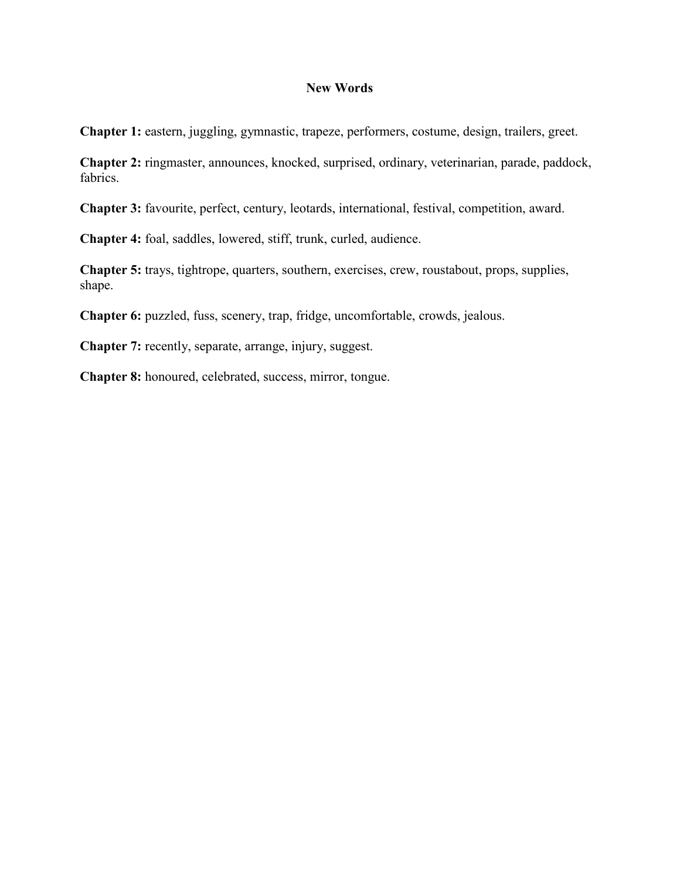## New Words

**Chapter 1:** eastern, juggling, gymnastic, trapeze, performers, costume, design, trailers, greet.

**Chapter 2:** ringmaster, announces, knocked, surprised, ordinary, veterinarian, parade, paddock, fabrics.

**Chapter 3:** favourite, perfect, century, leotards, international, festival, competition, award.

**Chapter 4:** foal, saddles, lowered, stiff, trunk, curled, audience.

**Chapter 5:** trays, tightrope, quarters, southern, exercises, crew, roustabout, props, supplies, shape.

**Chapter 6:** puzzled, fuss, scenery, trap, fridge, uncomfortable, crowds, jealous.

**Chapter 7:** recently, separate, arrange, injury, suggest.

**Chapter 8:** honoured, celebrated, success, mirror, tongue.